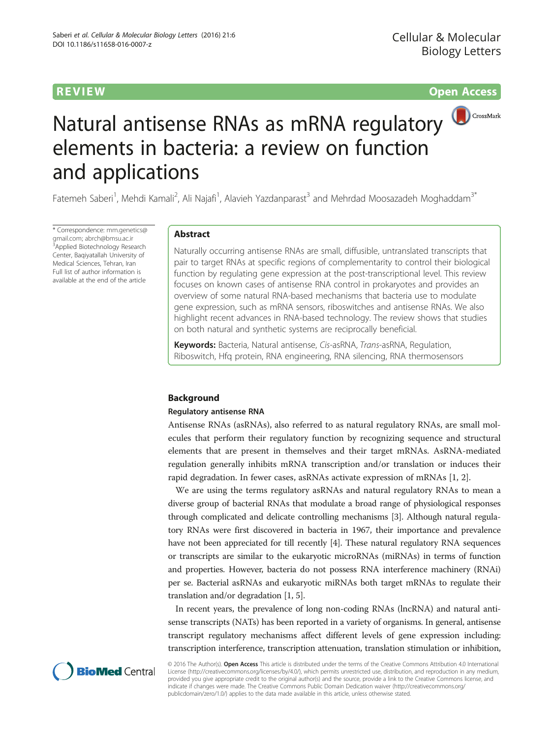REVIEW Open Access

# Natural antisense RNAs as mRNA regulatory elements in bacteria: a review on function and applications

Fatemeh Saberi[1], Mehdi Kamali[2], Ali Najafi[1], Alavieh Yazdanparast[3] and Mehrdad Moosazadeh Moghaddam[3*]

\* Correspondence: mm.genetics@gmail.com; abrch@bmsu.ac.ir
[3]Applied Biotechnology Research Center, Baqiyatallah University of Medical Sciences, Tehran, Iran
Full list of author information is available at the end of the article

## Abstract

Naturally occurring antisense RNAs are small, diffusible, untranslated transcripts that pair to target RNAs at specific regions of complementarity to control their biological function by regulating gene expression at the post-transcriptional level. This review focuses on known cases of antisense RNA control in prokaryotes and provides an overview of some natural RNA-based mechanisms that bacteria use to modulate gene expression, such as mRNA sensors, riboswitches and antisense RNAs. We also highlight recent advances in RNA-based technology. The review shows that studies on both natural and synthetic systems are reciprocally beneficial.

**Keywords:** Bacteria, Natural antisense, *Cis*-asRNA, *Trans*-asRNA, Regulation, Riboswitch, Hfq protein, RNA engineering, RNA silencing, RNA thermosensors

## Background

### Regulatory antisense RNA

Antisense RNAs (asRNAs), also referred to as natural regulatory RNAs, are small molecules that perform their regulatory function by recognizing sequence and structural elements that are present in themselves and their target mRNAs. AsRNA-mediated regulation generally inhibits mRNA transcription and/or translation or induces their rapid degradation. In fewer cases, asRNAs activate expression of mRNAs [1, 2].

We are using the terms regulatory asRNAs and natural regulatory RNAs to mean a diverse group of bacterial RNAs that modulate a broad range of physiological responses through complicated and delicate controlling mechanisms [3]. Although natural regulatory RNAs were first discovered in bacteria in 1967, their importance and prevalence have not been appreciated for till recently [4]. These natural regulatory RNA sequences or transcripts are similar to the eukaryotic microRNAs (miRNAs) in terms of function and properties. However, bacteria do not possess RNA interference machinery (RNAi) per se. Bacterial asRNAs and eukaryotic miRNAs both target mRNAs to regulate their translation and/or degradation [1, 5].

In recent years, the prevalence of long non-coding RNAs (lncRNA) and natural antisense transcripts (NATs) has been reported in a variety of organisms. In general, antisense transcript regulatory mechanisms affect different levels of gene expression including: transcription interference, transcription attenuation, translation stimulation or inhibition,

© 2016 The Author(s). **Open Access** This article is distributed under the terms of the Creative Commons Attribution 4.0 International License (http://creativecommons.org/licenses/by/4.0/), which permits unrestricted use, distribution, and reproduction in any medium, provided you give appropriate credit to the original author(s) and the source, provide a link to the Creative Commons license, and indicate if changes were made. The Creative Commons Public Domain Dedication waiver (http://creativecommons.org/publicdomain/zero/1.0/) applies to the data made available in this article, unless otherwise stated.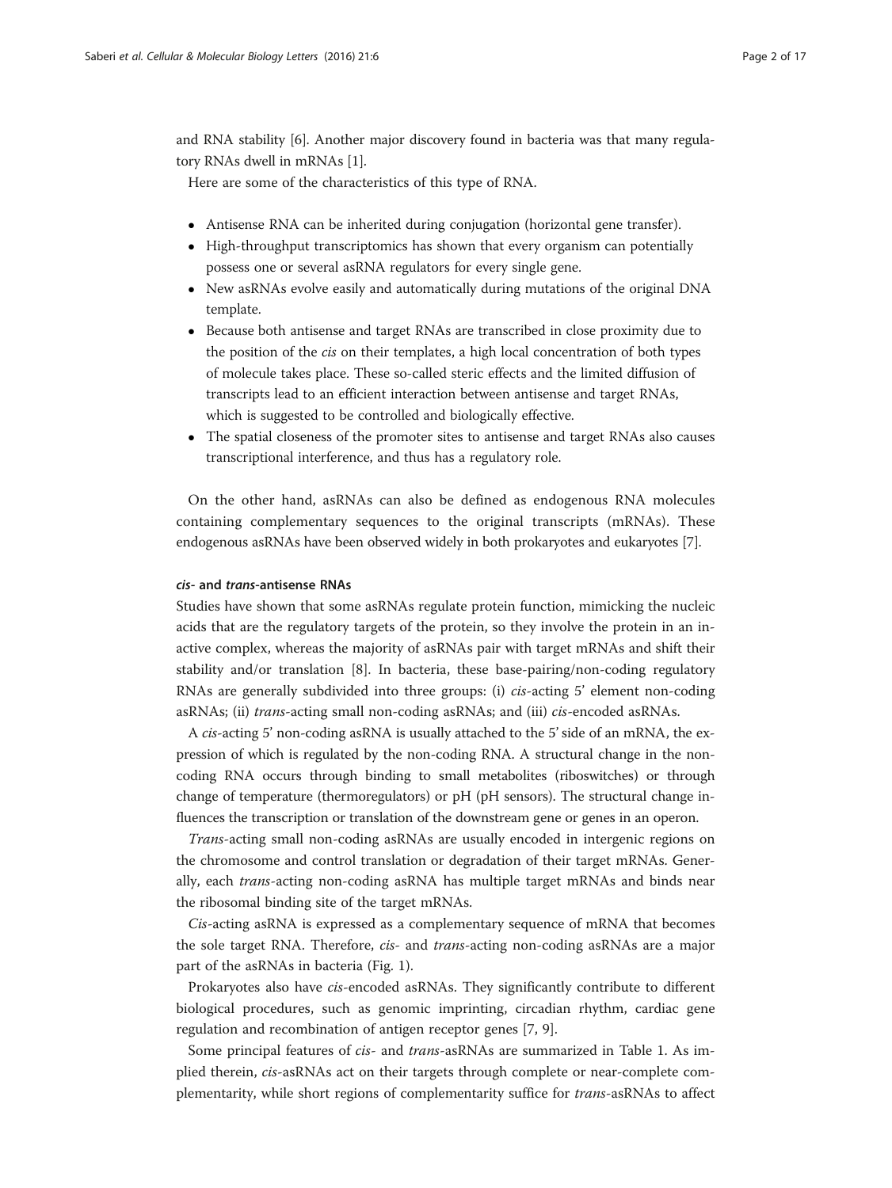and RNA stability [6]. Another major discovery found in bacteria was that many regulatory RNAs dwell in mRNAs [1].

Here are some of the characteristics of this type of RNA.

- Antisense RNA can be inherited during conjugation (horizontal gene transfer).
- High-throughput transcriptomics has shown that every organism can potentially possess one or several asRNA regulators for every single gene.
- New asRNAs evolve easily and automatically during mutations of the original DNA template.
- Because both antisense and target RNAs are transcribed in close proximity due to the position of the *cis* on their templates, a high local concentration of both types of molecule takes place. These so-called steric effects and the limited diffusion of transcripts lead to an efficient interaction between antisense and target RNAs, which is suggested to be controlled and biologically effective.
- The spatial closeness of the promoter sites to antisense and target RNAs also causes transcriptional interference, and thus has a regulatory role.

On the other hand, asRNAs can also be defined as endogenous RNA molecules containing complementary sequences to the original transcripts (mRNAs). These endogenous asRNAs have been observed widely in both prokaryotes and eukaryotes [7].

#### *cis-* and *trans-*antisense RNAs

Studies have shown that some asRNAs regulate protein function, mimicking the nucleic acids that are the regulatory targets of the protein, so they involve the protein in an inactive complex, whereas the majority of asRNAs pair with target mRNAs and shift their stability and/or translation [8]. In bacteria, these base-pairing/non-coding regulatory RNAs are generally subdivided into three groups: (i) *cis*-acting 5' element non-coding asRNAs; (ii) *trans*-acting small non-coding asRNAs; and (iii) *cis*-encoded asRNAs.

A *cis*-acting 5' non-coding asRNA is usually attached to the 5' side of an mRNA, the expression of which is regulated by the non-coding RNA. A structural change in the non-coding RNA occurs through binding to small metabolites (riboswitches) or through change of temperature (thermoregulators) or pH (pH sensors). The structural change influences the transcription or translation of the downstream gene or genes in an operon.

*Trans*-acting small non-coding asRNAs are usually encoded in intergenic regions on the chromosome and control translation or degradation of their target mRNAs. Generally, each *trans*-acting non-coding asRNA has multiple target mRNAs and binds near the ribosomal binding site of the target mRNAs.

*Cis*-acting asRNA is expressed as a complementary sequence of mRNA that becomes the sole target RNA. Therefore, *cis-* and *trans*-acting non-coding asRNAs are a major part of the asRNAs in bacteria (Fig. 1).

Prokaryotes also have *cis*-encoded asRNAs. They significantly contribute to different biological procedures, such as genomic imprinting, circadian rhythm, cardiac gene regulation and recombination of antigen receptor genes [7, 9].

Some principal features of *cis-* and *trans*-asRNAs are summarized in Table 1. As implied therein, *cis*-asRNAs act on their targets through complete or near-complete complementarity, while short regions of complementarity suffice for *trans*-asRNAs to affect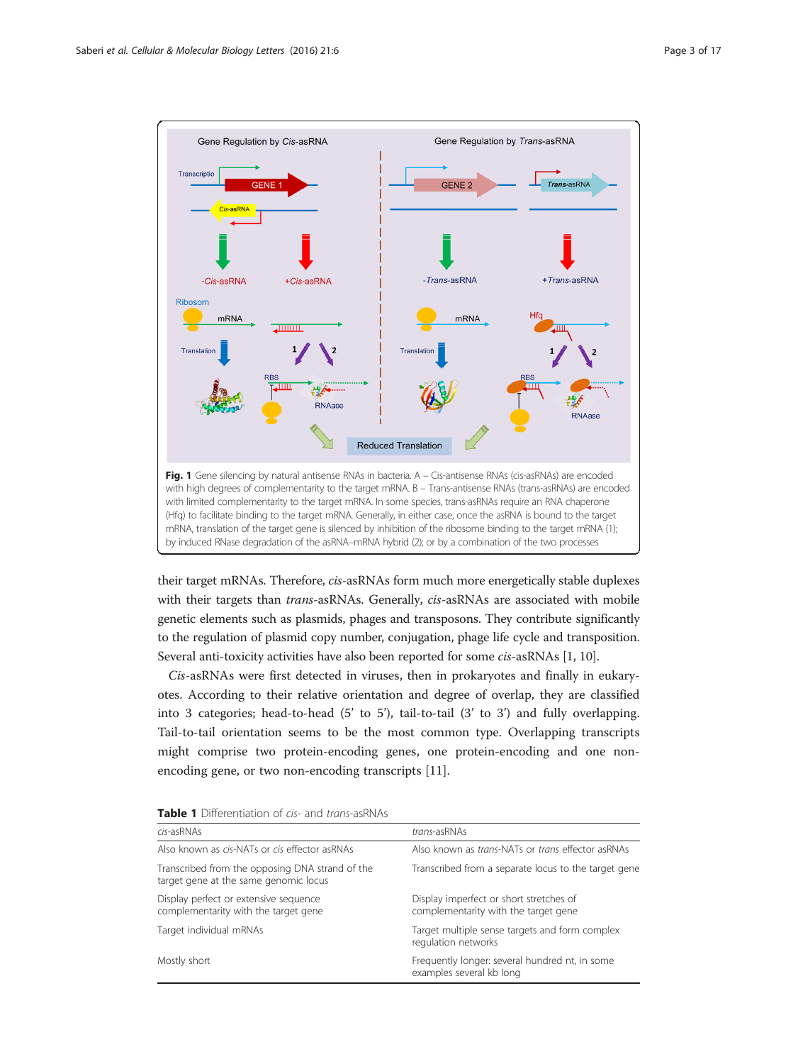**Fig. 1** Gene silencing by natural antisense RNAs in bacteria. A – Cis-antisense RNAs (cis-asRNAs) are encoded with high degrees of complementarity to the target mRNA. B – Trans-antisense RNAs (trans-asRNAs) are encoded with limited complementarity to the target mRNA. In some species, trans-asRNAs require an RNA chaperone (Hfq) to facilitate binding to the target mRNA. Generally, in either case, once the asRNA is bound to the target mRNA, translation of the target gene is silenced by inhibition of the ribosome binding to the target mRNA (1); by induced RNase degradation of the asRNA–mRNA hybrid (2); or by a combination of the two processes

their target mRNAs. Therefore, *cis*-asRNAs form much more energetically stable duplexes with their targets than *trans*-asRNAs. Generally, *cis*-asRNAs are associated with mobile genetic elements such as plasmids, phages and transposons. They contribute significantly to the regulation of plasmid copy number, conjugation, phage life cycle and transposition. Several anti-toxicity activities have also been reported for some *cis*-asRNAs [1, 10].

*Cis*-asRNAs were first detected in viruses, then in prokaryotes and finally in eukaryotes. According to their relative orientation and degree of overlap, they are classified into 3 categories; head-to-head (5′ to 5′), tail-to-tail (3′ to 3′) and fully overlapping. Tail-to-tail orientation seems to be the most common type. Overlapping transcripts might comprise two protein-encoding genes, one protein-encoding and one non-encoding gene, or two non-encoding transcripts [11].

**Table 1** Differentiation of *cis*- and *trans*-asRNAs

| *cis*-asRNAs | *trans*-asRNAs |
|---|---|
| Also known as *cis*-NATs or *cis* effector asRNAs | Also known as *trans*-NATs or *trans* effector asRNAs |
| Transcribed from the opposing DNA strand of the target gene at the same genomic locus | Transcribed from a separate locus to the target gene |
| Display perfect or extensive sequence complementarity with the target gene | Display imperfect or short stretches of complementarity with the target gene |
| Target individual mRNAs | Target multiple sense targets and form complex regulation networks |
| Mostly short | Frequently longer: several hundred nt, in some examples several kb long |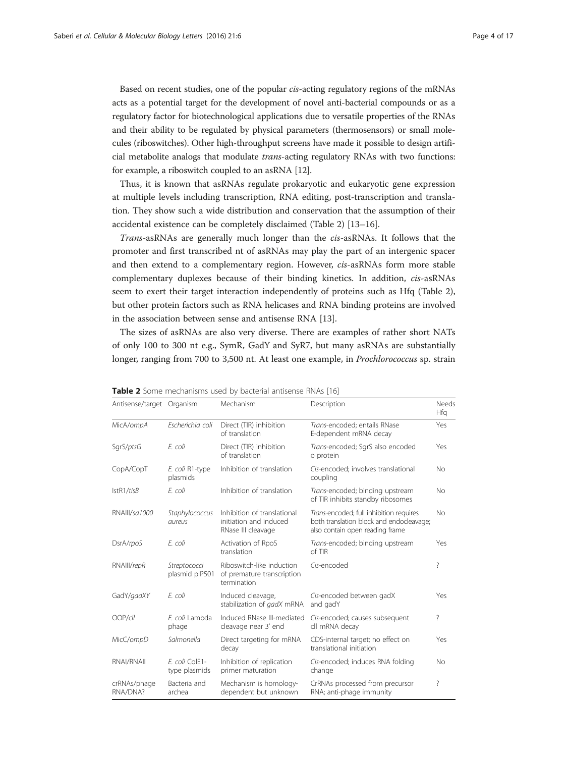Based on recent studies, one of the popular *cis*-acting regulatory regions of the mRNAs acts as a potential target for the development of novel anti-bacterial compounds or as a regulatory factor for biotechnological applications due to versatile properties of the RNAs and their ability to be regulated by physical parameters (thermosensors) or small molecules (riboswitches). Other high-throughput screens have made it possible to design artificial metabolite analogs that modulate *trans*-acting regulatory RNAs with two functions: for example, a riboswitch coupled to an asRNA [12].

Thus, it is known that asRNAs regulate prokaryotic and eukaryotic gene expression at multiple levels including transcription, RNA editing, post-transcription and translation. They show such a wide distribution and conservation that the assumption of their accidental existence can be completely disclaimed (Table 2) [13–16].

*Trans*-asRNAs are generally much longer than the *cis*-asRNAs. It follows that the promoter and first transcribed nt of asRNAs may play the part of an intergenic spacer and then extend to a complementary region. However, *cis*-asRNAs form more stable complementary duplexes because of their binding kinetics. In addition, *cis*-asRNAs seem to exert their target interaction independently of proteins such as Hfq (Table 2), but other protein factors such as RNA helicases and RNA binding proteins are involved in the association between sense and antisense RNA [13].

The sizes of asRNAs are also very diverse. There are examples of rather short NATs of only 100 to 300 nt e.g., SymR, GadY and SyR7, but many asRNAs are substantially longer, ranging from 700 to 3,500 nt. At least one example, in *Prochlorococcus* sp. strain

**Table 2** Some mechanisms used by bacterial antisense RNAs [16]

| Antisense/target | Organism | Mechanism | Description | Needs Hfq |
|---|---|---|---|---|
| MicA/*ompA* | *Escherichia coli* | Direct (TIR) inhibition of translation | *Trans*-encoded; entails RNase E-dependent mRNA decay | Yes |
| SgrS/*ptsG* | *E. coli* | Direct (TIR) inhibition of translation | *Trans*-encoded; SgrS also encoded o protein | Yes |
| CopA/CopT | *E. coli* R1-type plasmids | Inhibition of translation | *Cis*-encoded; involves translational coupling | No |
| IstR1/*tisB* | *E. coli* | Inhibition of translation | *Trans*-encoded; binding upstream of TIR inhibits standby ribosomes | No |
| RNAIII/*sa1000* | *Staphylococcus aureus* | Inhibition of translational initiation and induced RNase III cleavage | *Trans*-encoded; full inhibition requires both translation block and endocleavage; also contain open reading frame | No |
| DsrA/*rpoS* | *E. coli* | Activation of RpoS translation | *Trans*-encoded; binding upstream of TIR | Yes |
| RNAIII/*repR* | *Streptococci* plasmid pIP501 | Riboswitch-like induction of premature transcription termination | *Cis*-encoded | ? |
| GadY/*gadXY* | *E. coli* | Induced cleavage, stabilization of *gadX* mRNA | *Cis*-encoded between gadX and gadY | Yes |
| OOP/*cII* | *E. coli* Lambda phage | Induced RNase III-mediated cleavage near 3' end | *Cis*-encoded; causes subsequent cII mRNA decay | ? |
| MicC/*ompD* | *Salmonella* | Direct targeting for mRNA decay | CDS-internal target; no effect on translational initiation | Yes |
| RNAI/RNAII | *E. coli* ColE1-type plasmids | Inhibition of replication primer maturation | *Cis*-encoded; induces RNA folding change | No |
| crRNAs/phage RNA/DNA? | Bacteria and archea | Mechanism is homology-dependent but unknown | CrRNAs processed from precursor RNA; anti-phage immunity | ? |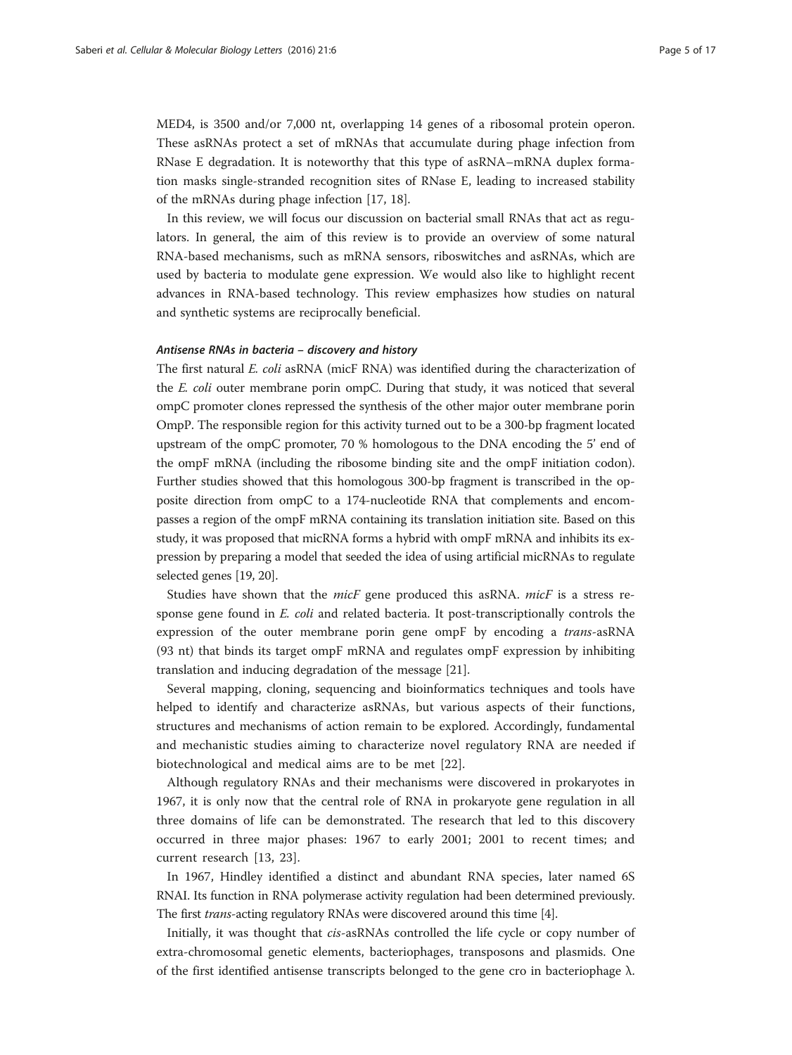MED4, is 3500 and/or 7,000 nt, overlapping 14 genes of a ribosomal protein operon. These asRNAs protect a set of mRNAs that accumulate during phage infection from RNase E degradation. It is noteworthy that this type of asRNA–mRNA duplex formation masks single-stranded recognition sites of RNase E, leading to increased stability of the mRNAs during phage infection [17, 18].

In this review, we will focus our discussion on bacterial small RNAs that act as regulators. In general, the aim of this review is to provide an overview of some natural RNA-based mechanisms, such as mRNA sensors, riboswitches and asRNAs, which are used by bacteria to modulate gene expression. We would also like to highlight recent advances in RNA-based technology. This review emphasizes how studies on natural and synthetic systems are reciprocally beneficial.

#### *Antisense RNAs in bacteria – discovery and history*

The first natural *E. coli* asRNA (micF RNA) was identified during the characterization of the *E. coli* outer membrane porin ompC. During that study, it was noticed that several ompC promoter clones repressed the synthesis of the other major outer membrane porin OmpP. The responsible region for this activity turned out to be a 300-bp fragment located upstream of the ompC promoter, 70 % homologous to the DNA encoding the 5' end of the ompF mRNA (including the ribosome binding site and the ompF initiation codon). Further studies showed that this homologous 300-bp fragment is transcribed in the opposite direction from ompC to a 174-nucleotide RNA that complements and encompasses a region of the ompF mRNA containing its translation initiation site. Based on this study, it was proposed that micRNA forms a hybrid with ompF mRNA and inhibits its expression by preparing a model that seeded the idea of using artificial micRNAs to regulate selected genes [19, 20].

Studies have shown that the *micF* gene produced this asRNA. *micF* is a stress response gene found in *E. coli* and related bacteria. It post-transcriptionally controls the expression of the outer membrane porin gene ompF by encoding a *trans*-asRNA (93 nt) that binds its target ompF mRNA and regulates ompF expression by inhibiting translation and inducing degradation of the message [21].

Several mapping, cloning, sequencing and bioinformatics techniques and tools have helped to identify and characterize asRNAs, but various aspects of their functions, structures and mechanisms of action remain to be explored. Accordingly, fundamental and mechanistic studies aiming to characterize novel regulatory RNA are needed if biotechnological and medical aims are to be met [22].

Although regulatory RNAs and their mechanisms were discovered in prokaryotes in 1967, it is only now that the central role of RNA in prokaryote gene regulation in all three domains of life can be demonstrated. The research that led to this discovery occurred in three major phases: 1967 to early 2001; 2001 to recent times; and current research [13, 23].

In 1967, Hindley identified a distinct and abundant RNA species, later named 6S RNAI. Its function in RNA polymerase activity regulation had been determined previously. The first *trans*-acting regulatory RNAs were discovered around this time [4].

Initially, it was thought that *cis*-asRNAs controlled the life cycle or copy number of extra-chromosomal genetic elements, bacteriophages, transposons and plasmids. One of the first identified antisense transcripts belonged to the gene cro in bacteriophage λ.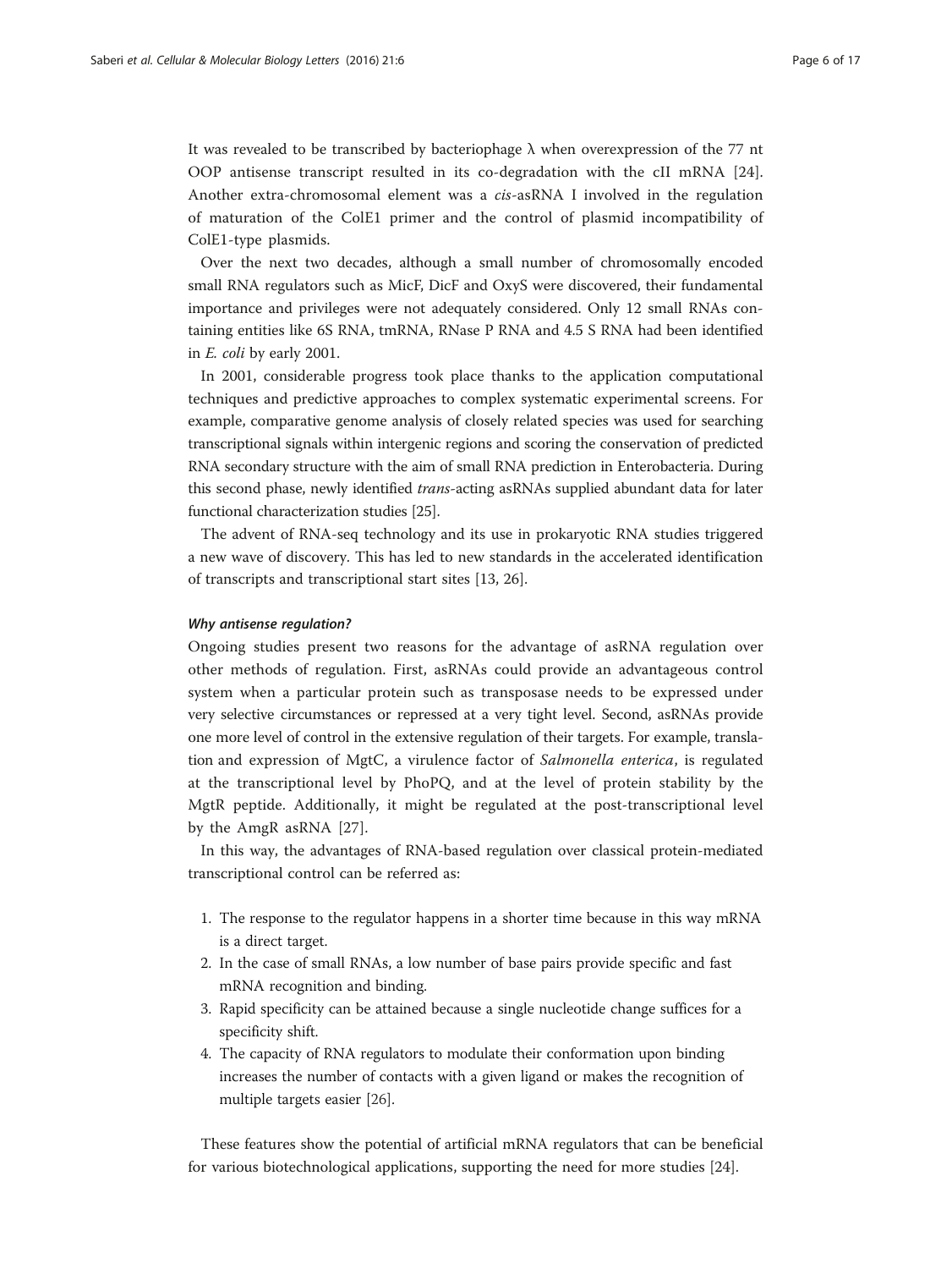It was revealed to be transcribed by bacteriophage λ when overexpression of the 77 nt OOP antisense transcript resulted in its co-degradation with the cII mRNA [24]. Another extra-chromosomal element was a *cis*-asRNA I involved in the regulation of maturation of the ColE1 primer and the control of plasmid incompatibility of ColE1-type plasmids.

Over the next two decades, although a small number of chromosomally encoded small RNA regulators such as MicF, DicF and OxyS were discovered, their fundamental importance and privileges were not adequately considered. Only 12 small RNAs containing entities like 6S RNA, tmRNA, RNase P RNA and 4.5 S RNA had been identified in *E. coli* by early 2001.

In 2001, considerable progress took place thanks to the application computational techniques and predictive approaches to complex systematic experimental screens. For example, comparative genome analysis of closely related species was used for searching transcriptional signals within intergenic regions and scoring the conservation of predicted RNA secondary structure with the aim of small RNA prediction in Enterobacteria. During this second phase, newly identified *trans*-acting asRNAs supplied abundant data for later functional characterization studies [25].

The advent of RNA-seq technology and its use in prokaryotic RNA studies triggered a new wave of discovery. This has led to new standards in the accelerated identification of transcripts and transcriptional start sites [13, 26].

#### *Why antisense regulation?*

Ongoing studies present two reasons for the advantage of asRNA regulation over other methods of regulation. First, asRNAs could provide an advantageous control system when a particular protein such as transposase needs to be expressed under very selective circumstances or repressed at a very tight level. Second, asRNAs provide one more level of control in the extensive regulation of their targets. For example, translation and expression of MgtC, a virulence factor of *Salmonella enterica*, is regulated at the transcriptional level by PhoPQ, and at the level of protein stability by the MgtR peptide. Additionally, it might be regulated at the post-transcriptional level by the AmgR asRNA [27].

In this way, the advantages of RNA-based regulation over classical protein-mediated transcriptional control can be referred as:

1. The response to the regulator happens in a shorter time because in this way mRNA is a direct target.
2. In the case of small RNAs, a low number of base pairs provide specific and fast mRNA recognition and binding.
3. Rapid specificity can be attained because a single nucleotide change suffices for a specificity shift.
4. The capacity of RNA regulators to modulate their conformation upon binding increases the number of contacts with a given ligand or makes the recognition of multiple targets easier [26].

These features show the potential of artificial mRNA regulators that can be beneficial for various biotechnological applications, supporting the need for more studies [24].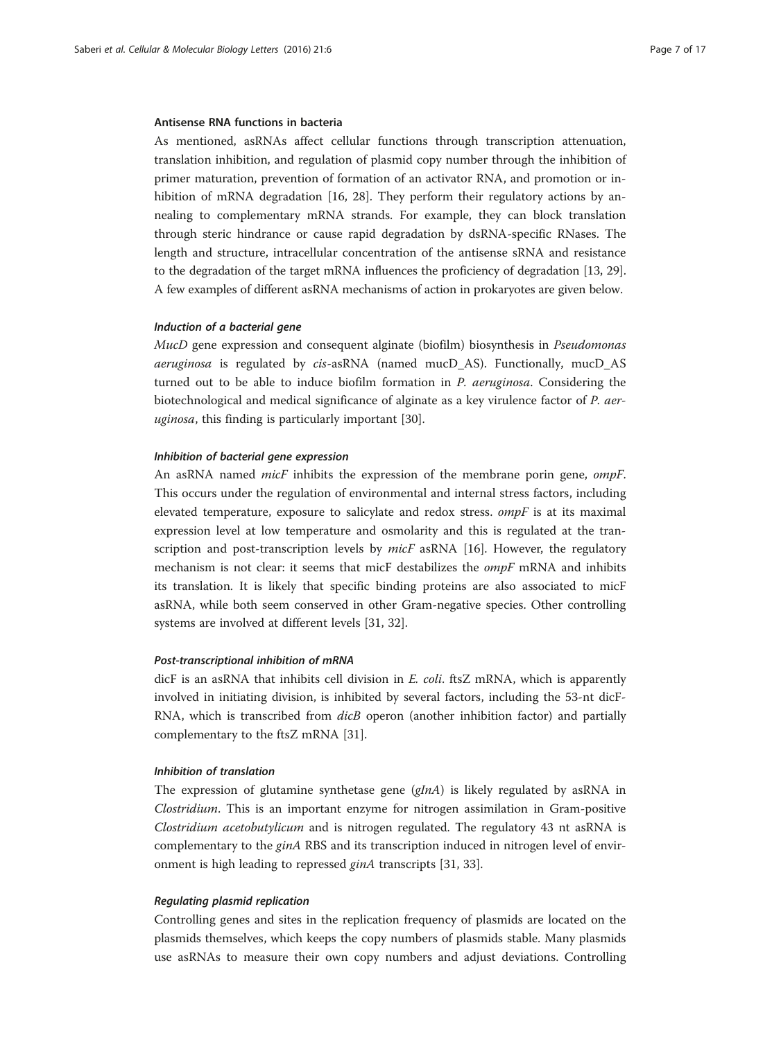### Antisense RNA functions in bacteria

As mentioned, asRNAs affect cellular functions through transcription attenuation, translation inhibition, and regulation of plasmid copy number through the inhibition of primer maturation, prevention of formation of an activator RNA, and promotion or inhibition of mRNA degradation [16, 28]. They perform their regulatory actions by annealing to complementary mRNA strands. For example, they can block translation through steric hindrance or cause rapid degradation by dsRNA-specific RNases. The length and structure, intracellular concentration of the antisense sRNA and resistance to the degradation of the target mRNA influences the proficiency of degradation [13, 29]. A few examples of different asRNA mechanisms of action in prokaryotes are given below.

#### *Induction of a bacterial gene*

*MucD* gene expression and consequent alginate (biofilm) biosynthesis in *Pseudomonas aeruginosa* is regulated by *cis*-asRNA (named mucD_AS). Functionally, mucD_AS turned out to be able to induce biofilm formation in *P. aeruginosa*. Considering the biotechnological and medical significance of alginate as a key virulence factor of *P. aeruginosa*, this finding is particularly important [30].

#### *Inhibition of bacterial gene expression*

An asRNA named *micF* inhibits the expression of the membrane porin gene, *ompF*. This occurs under the regulation of environmental and internal stress factors, including elevated temperature, exposure to salicylate and redox stress. *ompF* is at its maximal expression level at low temperature and osmolarity and this is regulated at the transcription and post-transcription levels by *micF* asRNA [16]. However, the regulatory mechanism is not clear: it seems that micF destabilizes the *ompF* mRNA and inhibits its translation. It is likely that specific binding proteins are also associated to micF asRNA, while both seem conserved in other Gram-negative species. Other controlling systems are involved at different levels [31, 32].

#### *Post-transcriptional inhibition of mRNA*

dicF is an asRNA that inhibits cell division in *E. coli*. ftsZ mRNA, which is apparently involved in initiating division, is inhibited by several factors, including the 53-nt dicF-RNA, which is transcribed from *dicB* operon (another inhibition factor) and partially complementary to the ftsZ mRNA [31].

#### *Inhibition of translation*

The expression of glutamine synthetase gene (*gInA*) is likely regulated by asRNA in *Clostridium*. This is an important enzyme for nitrogen assimilation in Gram-positive *Clostridium acetobutylicum* and is nitrogen regulated. The regulatory 43 nt asRNA is complementary to the *ginA* RBS and its transcription induced in nitrogen level of environment is high leading to repressed *ginA* transcripts [31, 33].

#### *Regulating plasmid replication*

Controlling genes and sites in the replication frequency of plasmids are located on the plasmids themselves, which keeps the copy numbers of plasmids stable. Many plasmids use asRNAs to measure their own copy numbers and adjust deviations. Controlling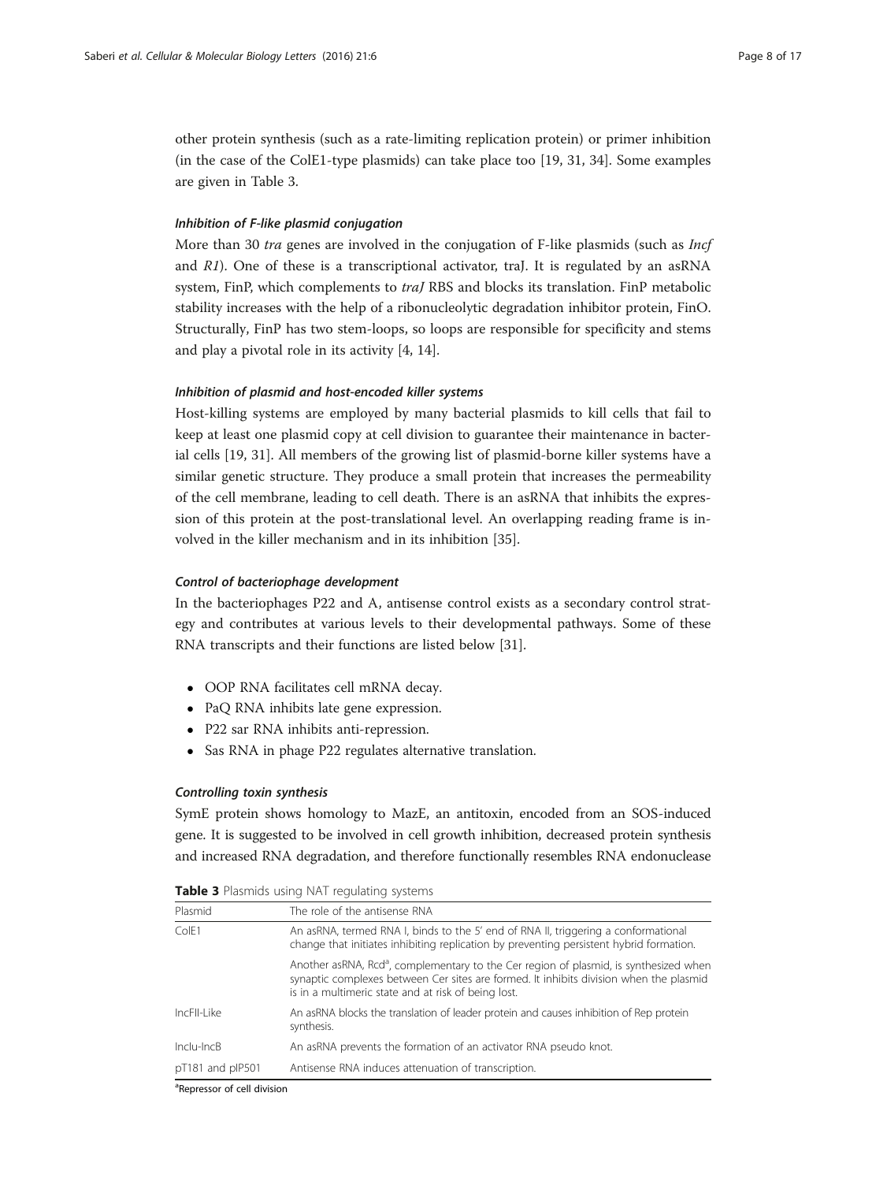other protein synthesis (such as a rate-limiting replication protein) or primer inhibition (in the case of the ColE1-type plasmids) can take place too [19, 31, 34]. Some examples are given in Table 3.

#### *Inhibition of F-like plasmid conjugation*

More than 30 *tra* genes are involved in the conjugation of F-like plasmids (such as *Incf* and *R1*). One of these is a transcriptional activator, traJ. It is regulated by an asRNA system, FinP, which complements to *traJ* RBS and blocks its translation. FinP metabolic stability increases with the help of a ribonucleolytic degradation inhibitor protein, FinO. Structurally, FinP has two stem-loops, so loops are responsible for specificity and stems and play a pivotal role in its activity [4, 14].

#### *Inhibition of plasmid and host-encoded killer systems*

Host-killing systems are employed by many bacterial plasmids to kill cells that fail to keep at least one plasmid copy at cell division to guarantee their maintenance in bacterial cells [19, 31]. All members of the growing list of plasmid-borne killer systems have a similar genetic structure. They produce a small protein that increases the permeability of the cell membrane, leading to cell death. There is an asRNA that inhibits the expression of this protein at the post-translational level. An overlapping reading frame is involved in the killer mechanism and in its inhibition [35].

#### *Control of bacteriophage development*

In the bacteriophages P22 and A, antisense control exists as a secondary control strategy and contributes at various levels to their developmental pathways. Some of these RNA transcripts and their functions are listed below [31].

- OOP RNA facilitates cell mRNA decay.
- PaQ RNA inhibits late gene expression.
- P22 sar RNA inhibits anti-repression.
- Sas RNA in phage P22 regulates alternative translation.

#### *Controlling toxin synthesis*

SymE protein shows homology to MazE, an antitoxin, encoded from an SOS-induced gene. It is suggested to be involved in cell growth inhibition, decreased protein synthesis and increased RNA degradation, and therefore functionally resembles RNA endonuclease

**Table 3** Plasmids using NAT regulating systems

| Plasmid | The role of the antisense RNA |
|---|---|
| ColE1 | An asRNA, termed RNA I, binds to the 5′ end of RNA II, triggering a conformational change that initiates inhibiting replication by preventing persistent hybrid formation. |
| | Another asRNA, Rcd[a], complementary to the Cer region of plasmid, is synthesized when synaptic complexes between Cer sites are formed. It inhibits division when the plasmid is in a multimeric state and at risk of being lost. |
| IncFII-Like | An asRNA blocks the translation of leader protein and causes inhibition of Rep protein synthesis. |
| Inclu-IncB | An asRNA prevents the formation of an activator RNA pseudo knot. |
| pT181 and pIP501 | Antisense RNA induces attenuation of transcription. |

[a]Repressor of cell division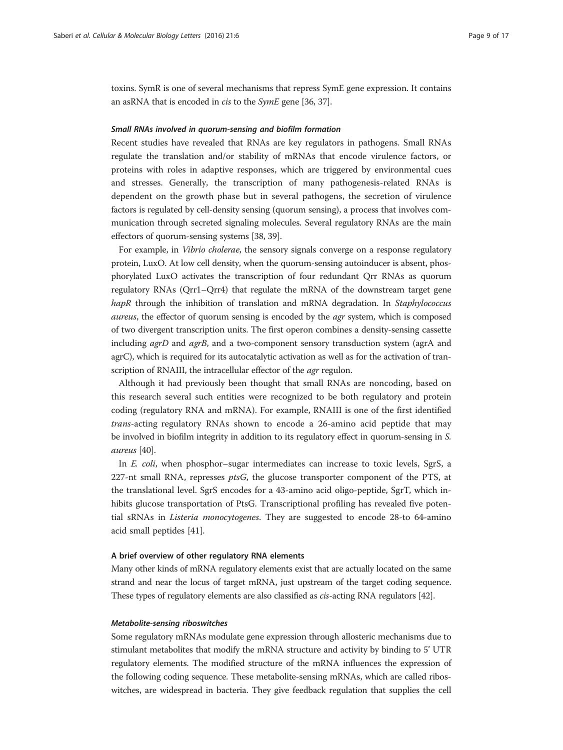toxins. SymR is one of several mechanisms that repress SymE gene expression. It contains an asRNA that is encoded in *cis* to the *SymE* gene [36, 37].

#### *Small RNAs involved in quorum-sensing and biofilm formation*

Recent studies have revealed that RNAs are key regulators in pathogens. Small RNAs regulate the translation and/or stability of mRNAs that encode virulence factors, or proteins with roles in adaptive responses, which are triggered by environmental cues and stresses. Generally, the transcription of many pathogenesis-related RNAs is dependent on the growth phase but in several pathogens, the secretion of virulence factors is regulated by cell-density sensing (quorum sensing), a process that involves communication through secreted signaling molecules. Several regulatory RNAs are the main effectors of quorum-sensing systems [38, 39].

For example, in *Vibrio cholerae*, the sensory signals converge on a response regulatory protein, LuxO. At low cell density, when the quorum-sensing autoinducer is absent, phosphorylated LuxO activates the transcription of four redundant Qrr RNAs as quorum regulatory RNAs (Qrr1–Qrr4) that regulate the mRNA of the downstream target gene *hapR* through the inhibition of translation and mRNA degradation. In *Staphylococcus aureus*, the effector of quorum sensing is encoded by the *agr* system, which is composed of two divergent transcription units. The first operon combines a density-sensing cassette including *agrD* and *agrB*, and a two-component sensory transduction system (agrA and agrC), which is required for its autocatalytic activation as well as for the activation of transcription of RNAIII, the intracellular effector of the *agr* regulon.

Although it had previously been thought that small RNAs are noncoding, based on this research several such entities were recognized to be both regulatory and protein coding (regulatory RNA and mRNA). For example, RNAIII is one of the first identified *trans*-acting regulatory RNAs shown to encode a 26-amino acid peptide that may be involved in biofilm integrity in addition to its regulatory effect in quorum-sensing in *S. aureus* [40].

In *E. coli*, when phosphor–sugar intermediates can increase to toxic levels, SgrS, a 227-nt small RNA, represses *ptsG*, the glucose transporter component of the PTS, at the translational level. SgrS encodes for a 43-amino acid oligo-peptide, SgrT, which inhibits glucose transportation of PtsG. Transcriptional profiling has revealed five potential sRNAs in *Listeria monocytogenes*. They are suggested to encode 28-to 64-amino acid small peptides [41].

### A brief overview of other regulatory RNA elements

Many other kinds of mRNA regulatory elements exist that are actually located on the same strand and near the locus of target mRNA, just upstream of the target coding sequence. These types of regulatory elements are also classified as *cis*-acting RNA regulators [42].

#### *Metabolite-sensing riboswitches*

Some regulatory mRNAs modulate gene expression through allosteric mechanisms due to stimulant metabolites that modify the mRNA structure and activity by binding to 5' UTR regulatory elements. The modified structure of the mRNA influences the expression of the following coding sequence. These metabolite-sensing mRNAs, which are called riboswitches, are widespread in bacteria. They give feedback regulation that supplies the cell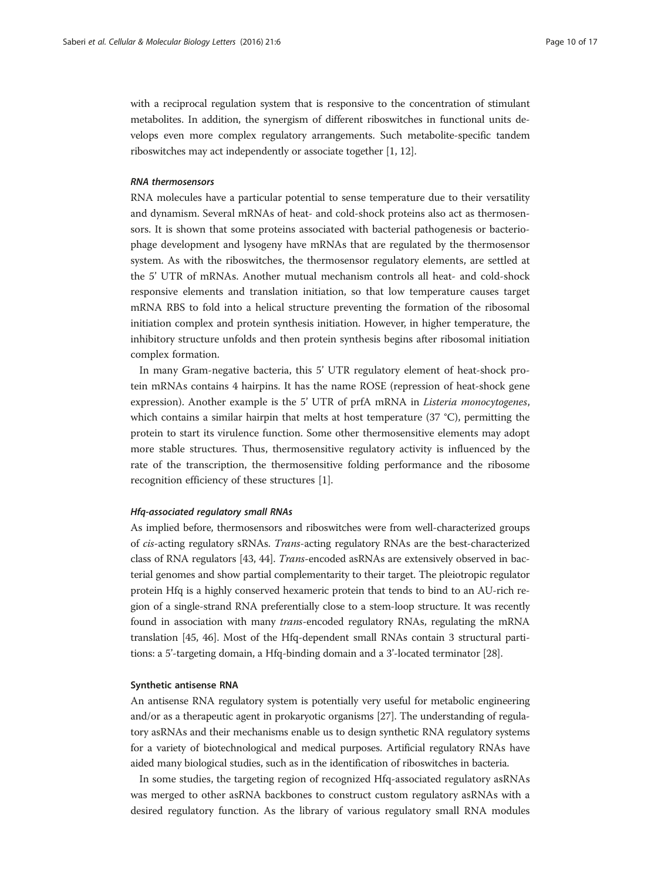with a reciprocal regulation system that is responsive to the concentration of stimulant metabolites. In addition, the synergism of different riboswitches in functional units develops even more complex regulatory arrangements. Such metabolite-specific tandem riboswitches may act independently or associate together [1, 12].

#### *RNA thermosensors*

RNA molecules have a particular potential to sense temperature due to their versatility and dynamism. Several mRNAs of heat- and cold-shock proteins also act as thermosensors. It is shown that some proteins associated with bacterial pathogenesis or bacteriophage development and lysogeny have mRNAs that are regulated by the thermosensor system. As with the riboswitches, the thermosensor regulatory elements, are settled at the 5' UTR of mRNAs. Another mutual mechanism controls all heat- and cold-shock responsive elements and translation initiation, so that low temperature causes target mRNA RBS to fold into a helical structure preventing the formation of the ribosomal initiation complex and protein synthesis initiation. However, in higher temperature, the inhibitory structure unfolds and then protein synthesis begins after ribosomal initiation complex formation.

In many Gram-negative bacteria, this 5' UTR regulatory element of heat-shock protein mRNAs contains 4 hairpins. It has the name ROSE (repression of heat-shock gene expression). Another example is the 5' UTR of prfA mRNA in *Listeria monocytogenes*, which contains a similar hairpin that melts at host temperature (37 °C), permitting the protein to start its virulence function. Some other thermosensitive elements may adopt more stable structures. Thus, thermosensitive regulatory activity is influenced by the rate of the transcription, the thermosensitive folding performance and the ribosome recognition efficiency of these structures [1].

#### *Hfq-associated regulatory small RNAs*

As implied before, thermosensors and riboswitches were from well-characterized groups of *cis*-acting regulatory sRNAs. *Trans*-acting regulatory RNAs are the best-characterized class of RNA regulators [43, 44]. *Trans*-encoded asRNAs are extensively observed in bacterial genomes and show partial complementarity to their target. The pleiotropic regulator protein Hfq is a highly conserved hexameric protein that tends to bind to an AU-rich region of a single-strand RNA preferentially close to a stem-loop structure. It was recently found in association with many *trans*-encoded regulatory RNAs, regulating the mRNA translation [45, 46]. Most of the Hfq-dependent small RNAs contain 3 structural partitions: a 5'-targeting domain, a Hfq-binding domain and a 3'-located terminator [28].

### Synthetic antisense RNA

An antisense RNA regulatory system is potentially very useful for metabolic engineering and/or as a therapeutic agent in prokaryotic organisms [27]. The understanding of regulatory asRNAs and their mechanisms enable us to design synthetic RNA regulatory systems for a variety of biotechnological and medical purposes. Artificial regulatory RNAs have aided many biological studies, such as in the identification of riboswitches in bacteria.

In some studies, the targeting region of recognized Hfq-associated regulatory asRNAs was merged to other asRNA backbones to construct custom regulatory asRNAs with a desired regulatory function. As the library of various regulatory small RNA modules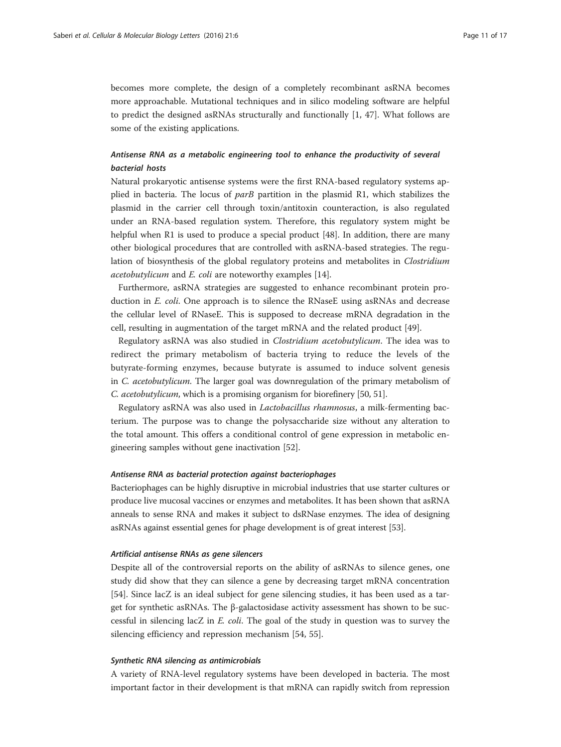becomes more complete, the design of a completely recombinant asRNA becomes more approachable. Mutational techniques and in silico modeling software are helpful to predict the designed asRNAs structurally and functionally [1, 47]. What follows are some of the existing applications.

### *Antisense RNA as a metabolic engineering tool to enhance the productivity of several bacterial hosts*

Natural prokaryotic antisense systems were the first RNA-based regulatory systems applied in bacteria. The locus of *parB* partition in the plasmid R1, which stabilizes the plasmid in the carrier cell through toxin/antitoxin counteraction, is also regulated under an RNA-based regulation system. Therefore, this regulatory system might be helpful when R1 is used to produce a special product [48]. In addition, there are many other biological procedures that are controlled with asRNA-based strategies. The regulation of biosynthesis of the global regulatory proteins and metabolites in *Clostridium acetobutylicum* and *E. coli* are noteworthy examples [14].

Furthermore, asRNA strategies are suggested to enhance recombinant protein production in *E. coli*. One approach is to silence the RNaseE using asRNAs and decrease the cellular level of RNaseE. This is supposed to decrease mRNA degradation in the cell, resulting in augmentation of the target mRNA and the related product [49].

Regulatory asRNA was also studied in *Clostridium acetobutylicum*. The idea was to redirect the primary metabolism of bacteria trying to reduce the levels of the butyrate-forming enzymes, because butyrate is assumed to induce solvent genesis in *C. acetobutylicum*. The larger goal was downregulation of the primary metabolism of *C. acetobutylicum*, which is a promising organism for biorefinery [50, 51].

Regulatory asRNA was also used in *Lactobacillus rhamnosus*, a milk-fermenting bacterium. The purpose was to change the polysaccharide size without any alteration to the total amount. This offers a conditional control of gene expression in metabolic engineering samples without gene inactivation [52].

#### *Antisense RNA as bacterial protection against bacteriophages*

Bacteriophages can be highly disruptive in microbial industries that use starter cultures or produce live mucosal vaccines or enzymes and metabolites. It has been shown that asRNA anneals to sense RNA and makes it subject to dsRNase enzymes. The idea of designing asRNAs against essential genes for phage development is of great interest [53].

#### *Artificial antisense RNAs as gene silencers*

Despite all of the controversial reports on the ability of asRNAs to silence genes, one study did show that they can silence a gene by decreasing target mRNA concentration [54]. Since lacZ is an ideal subject for gene silencing studies, it has been used as a target for synthetic asRNAs. The β-galactosidase activity assessment has shown to be successful in silencing lacZ in *E. coli*. The goal of the study in question was to survey the silencing efficiency and repression mechanism [54, 55].

#### *Synthetic RNA silencing as antimicrobials*

A variety of RNA-level regulatory systems have been developed in bacteria. The most important factor in their development is that mRNA can rapidly switch from repression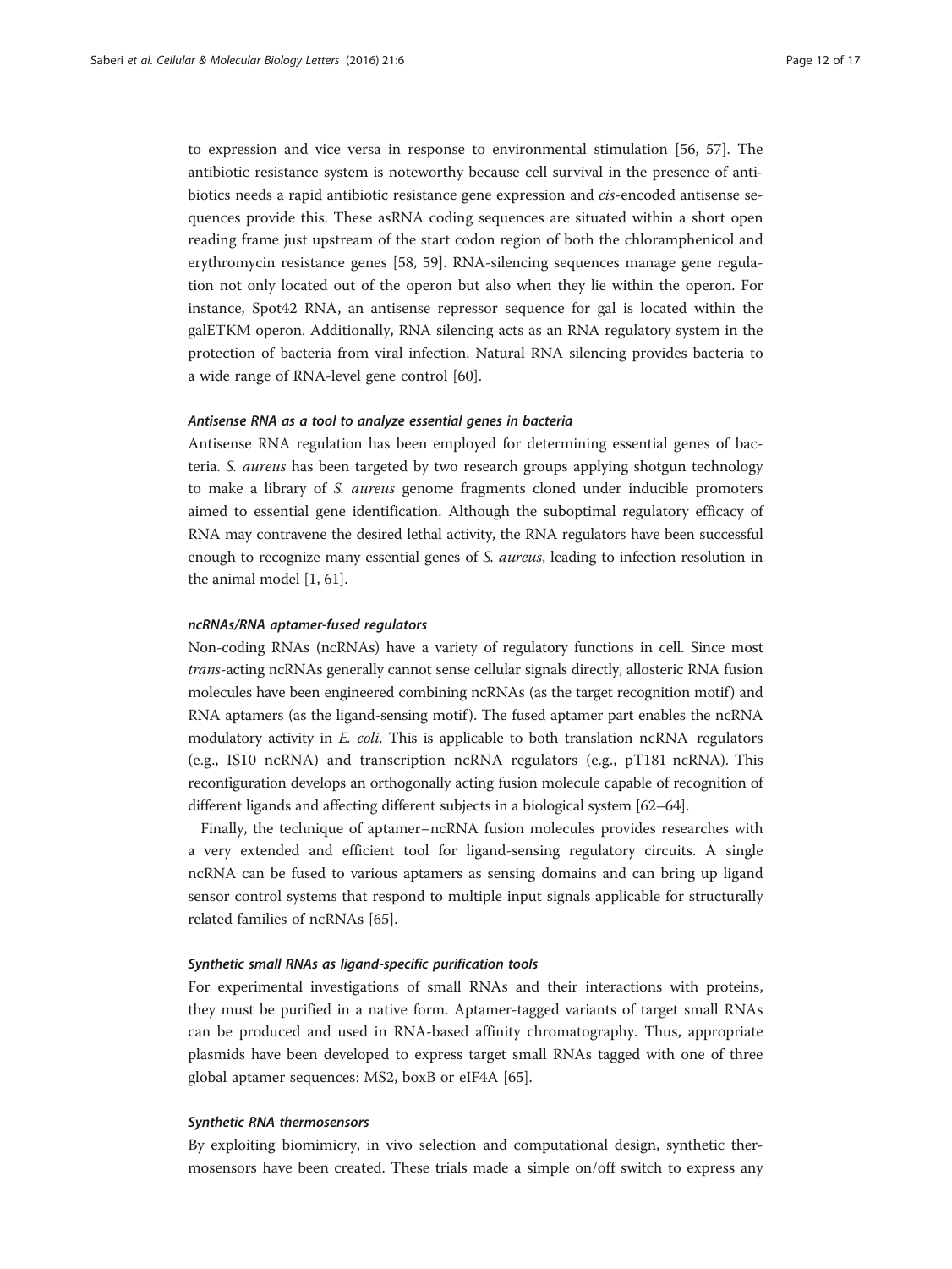to expression and vice versa in response to environmental stimulation [56, 57]. The antibiotic resistance system is noteworthy because cell survival in the presence of antibiotics needs a rapid antibiotic resistance gene expression and *cis*-encoded antisense sequences provide this. These asRNA coding sequences are situated within a short open reading frame just upstream of the start codon region of both the chloramphenicol and erythromycin resistance genes [58, 59]. RNA-silencing sequences manage gene regulation not only located out of the operon but also when they lie within the operon. For instance, Spot42 RNA, an antisense repressor sequence for gal is located within the galETKM operon. Additionally, RNA silencing acts as an RNA regulatory system in the protection of bacteria from viral infection. Natural RNA silencing provides bacteria to a wide range of RNA-level gene control [60].

#### *Antisense RNA as a tool to analyze essential genes in bacteria*

Antisense RNA regulation has been employed for determining essential genes of bacteria. *S. aureus* has been targeted by two research groups applying shotgun technology to make a library of *S. aureus* genome fragments cloned under inducible promoters aimed to essential gene identification. Although the suboptimal regulatory efficacy of RNA may contravene the desired lethal activity, the RNA regulators have been successful enough to recognize many essential genes of *S. aureus*, leading to infection resolution in the animal model [1, 61].

#### *ncRNAs/RNA aptamer-fused regulators*

Non-coding RNAs (ncRNAs) have a variety of regulatory functions in cell. Since most *trans*-acting ncRNAs generally cannot sense cellular signals directly, allosteric RNA fusion molecules have been engineered combining ncRNAs (as the target recognition motif) and RNA aptamers (as the ligand-sensing motif). The fused aptamer part enables the ncRNA modulatory activity in *E. coli*. This is applicable to both translation ncRNA regulators (e.g., IS10 ncRNA) and transcription ncRNA regulators (e.g., pT181 ncRNA). This reconfiguration develops an orthogonally acting fusion molecule capable of recognition of different ligands and affecting different subjects in a biological system [62–64].

Finally, the technique of aptamer–ncRNA fusion molecules provides researches with a very extended and efficient tool for ligand-sensing regulatory circuits. A single ncRNA can be fused to various aptamers as sensing domains and can bring up ligand sensor control systems that respond to multiple input signals applicable for structurally related families of ncRNAs [65].

#### *Synthetic small RNAs as ligand-specific purification tools*

For experimental investigations of small RNAs and their interactions with proteins, they must be purified in a native form. Aptamer-tagged variants of target small RNAs can be produced and used in RNA-based affinity chromatography. Thus, appropriate plasmids have been developed to express target small RNAs tagged with one of three global aptamer sequences: MS2, boxB or eIF4A [65].

#### *Synthetic RNA thermosensors*

By exploiting biomimicry, in vivo selection and computational design, synthetic thermosensors have been created. These trials made a simple on/off switch to express any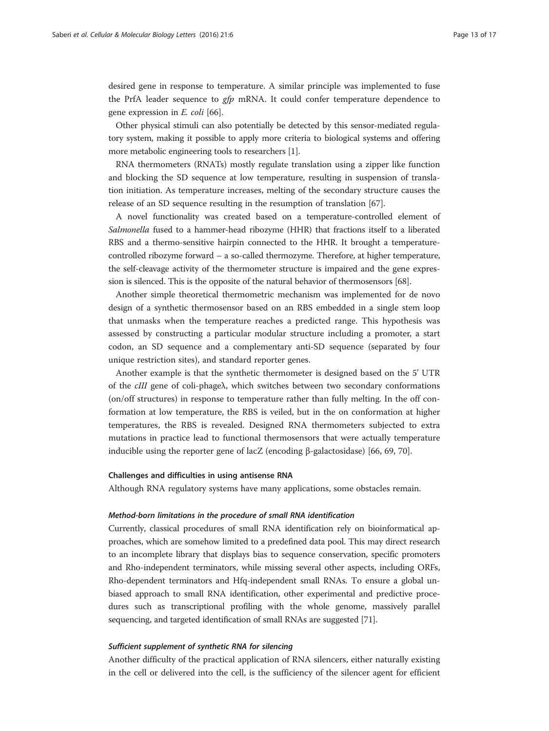desired gene in response to temperature. A similar principle was implemented to fuse the PrfA leader sequence to *gfp* mRNA. It could confer temperature dependence to gene expression in *E. coli* [66].

Other physical stimuli can also potentially be detected by this sensor-mediated regulatory system, making it possible to apply more criteria to biological systems and offering more metabolic engineering tools to researchers [1].

RNA thermometers (RNATs) mostly regulate translation using a zipper like function and blocking the SD sequence at low temperature, resulting in suspension of translation initiation. As temperature increases, melting of the secondary structure causes the release of an SD sequence resulting in the resumption of translation [67].

A novel functionality was created based on a temperature-controlled element of *Salmonella* fused to a hammer-head ribozyme (HHR) that fractions itself to a liberated RBS and a thermo-sensitive hairpin connected to the HHR. It brought a temperature-controlled ribozyme forward – a so-called thermozyme. Therefore, at higher temperature, the self-cleavage activity of the thermometer structure is impaired and the gene expression is silenced. This is the opposite of the natural behavior of thermosensors [68].

Another simple theoretical thermometric mechanism was implemented for de novo design of a synthetic thermosensor based on an RBS embedded in a single stem loop that unmasks when the temperature reaches a predicted range. This hypothesis was assessed by constructing a particular modular structure including a promoter, a start codon, an SD sequence and a complementary anti-SD sequence (separated by four unique restriction sites), and standard reporter genes.

Another example is that the synthetic thermometer is designed based on the 5′ UTR of the *cIII* gene of coli-phageλ, which switches between two secondary conformations (on/off structures) in response to temperature rather than fully melting. In the off conformation at low temperature, the RBS is veiled, but in the on conformation at higher temperatures, the RBS is revealed. Designed RNA thermometers subjected to extra mutations in practice lead to functional thermosensors that were actually temperature inducible using the reporter gene of lacZ (encoding β-galactosidase) [66, 69, 70].

### Challenges and difficulties in using antisense RNA

Although RNA regulatory systems have many applications, some obstacles remain.

#### *Method-born limitations in the procedure of small RNA identification*

Currently, classical procedures of small RNA identification rely on bioinformatical approaches, which are somehow limited to a predefined data pool. This may direct research to an incomplete library that displays bias to sequence conservation, specific promoters and Rho-independent terminators, while missing several other aspects, including ORFs, Rho-dependent terminators and Hfq-independent small RNAs. To ensure a global unbiased approach to small RNA identification, other experimental and predictive procedures such as transcriptional profiling with the whole genome, massively parallel sequencing, and targeted identification of small RNAs are suggested [71].

#### *Sufficient supplement of synthetic RNA for silencing*

Another difficulty of the practical application of RNA silencers, either naturally existing in the cell or delivered into the cell, is the sufficiency of the silencer agent for efficient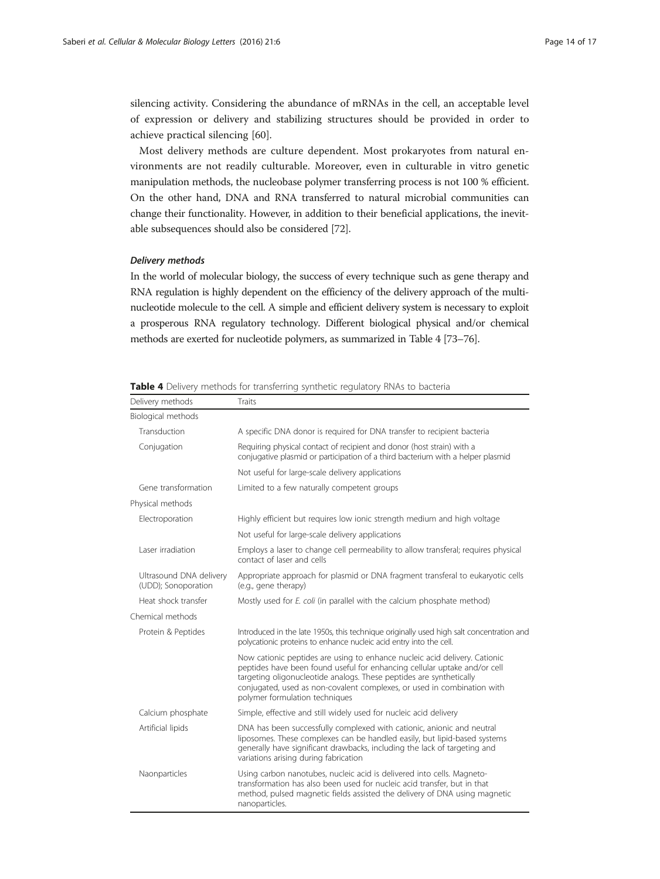silencing activity. Considering the abundance of mRNAs in the cell, an acceptable level of expression or delivery and stabilizing structures should be provided in order to achieve practical silencing [60].

Most delivery methods are culture dependent. Most prokaryotes from natural environments are not readily culturable. Moreover, even in culturable in vitro genetic manipulation methods, the nucleobase polymer transferring process is not 100 % efficient. On the other hand, DNA and RNA transferred to natural microbial communities can change their functionality. However, in addition to their beneficial applications, the inevitable subsequences should also be considered [72].

#### *Delivery methods*

In the world of molecular biology, the success of every technique such as gene therapy and RNA regulation is highly dependent on the efficiency of the delivery approach of the multi-nucleotide molecule to the cell. A simple and efficient delivery system is necessary to exploit a prosperous RNA regulatory technology. Different biological physical and/or chemical methods are exerted for nucleotide polymers, as summarized in Table 4 [73–76].

**Table 4** Delivery methods for transferring synthetic regulatory RNAs to bacteria

| Delivery methods | Traits |
|---|---|
| Biological methods | |
| Transduction | A specific DNA donor is required for DNA transfer to recipient bacteria |
| Conjugation | Requiring physical contact of recipient and donor (host strain) with a conjugative plasmid or participation of a third bacterium with a helper plasmid |
| | Not useful for large-scale delivery applications |
| Gene transformation | Limited to a few naturally competent groups |
| Physical methods | |
| Electroporation | Highly efficient but requires low ionic strength medium and high voltage |
| | Not useful for large-scale delivery applications |
| Laser irradiation | Employs a laser to change cell permeability to allow transferal; requires physical contact of laser and cells |
| Ultrasound DNA delivery (UDD); Sonoporation | Appropriate approach for plasmid or DNA fragment transferal to eukaryotic cells (e.g., gene therapy) |
| Heat shock transfer | Mostly used for *E. coli* (in parallel with the calcium phosphate method) |
| Chemical methods | |
| Protein & Peptides | Introduced in the late 1950s, this technique originally used high salt concentration and polycationic proteins to enhance nucleic acid entry into the cell. |
| | Now cationic peptides are using to enhance nucleic acid delivery. Cationic peptides have been found useful for enhancing cellular uptake and/or cell targeting oligonucleotide analogs. These peptides are synthetically conjugated, used as non-covalent complexes, or used in combination with polymer formulation techniques |
| Calcium phosphate | Simple, effective and still widely used for nucleic acid delivery |
| Artificial lipids | DNA has been successfully complexed with cationic, anionic and neutral liposomes. These complexes can be handled easily, but lipid-based systems generally have significant drawbacks, including the lack of targeting and variations arising during fabrication |
| Naonparticles | Using carbon nanotubes, nucleic acid is delivered into cells. Magneto-transformation has also been used for nucleic acid transfer, but in that method, pulsed magnetic fields assisted the delivery of DNA using magnetic nanoparticles. |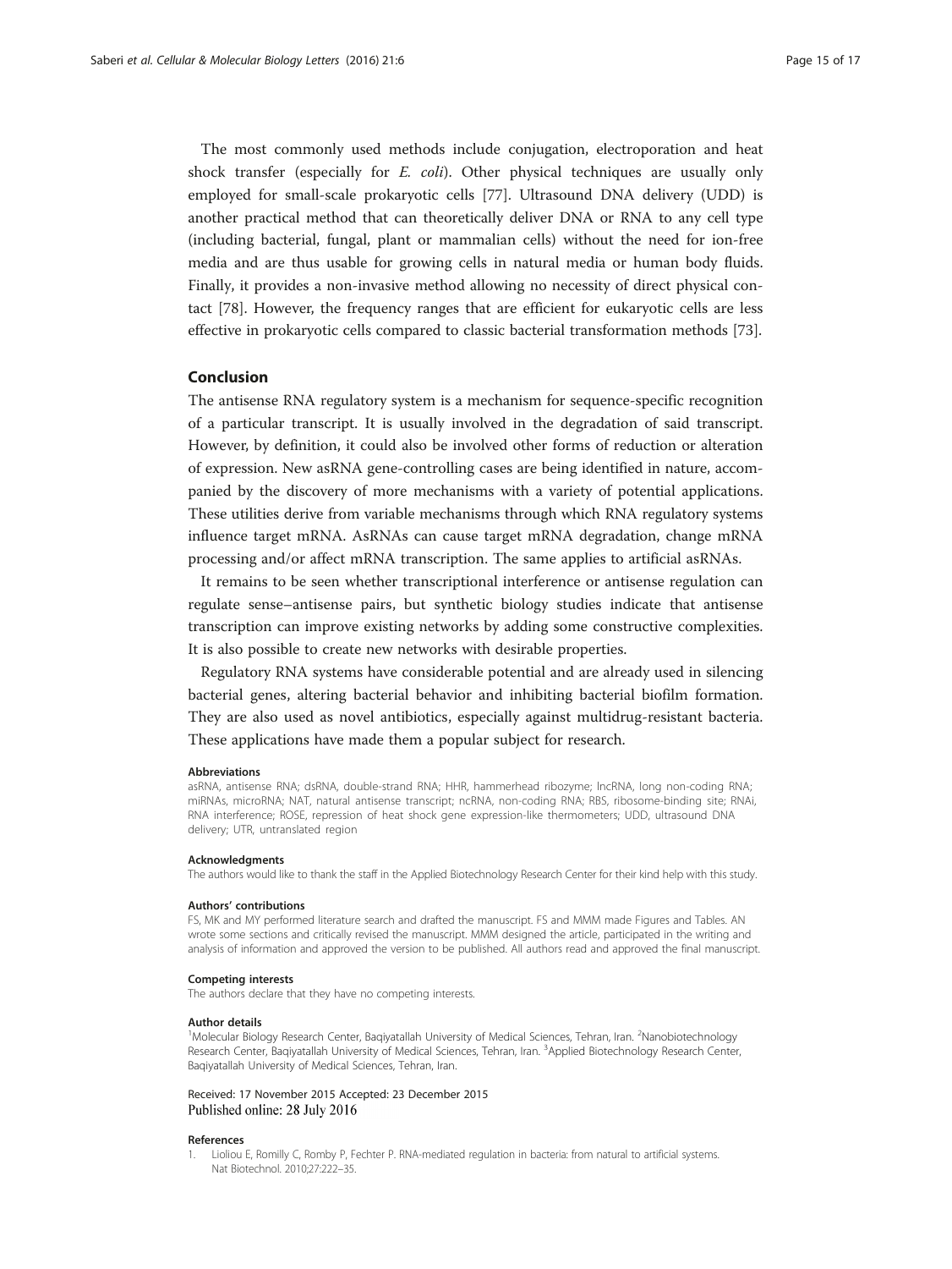The most commonly used methods include conjugation, electroporation and heat shock transfer (especially for *E. coli*). Other physical techniques are usually only employed for small-scale prokaryotic cells [77]. Ultrasound DNA delivery (UDD) is another practical method that can theoretically deliver DNA or RNA to any cell type (including bacterial, fungal, plant or mammalian cells) without the need for ion-free media and are thus usable for growing cells in natural media or human body fluids. Finally, it provides a non-invasive method allowing no necessity of direct physical contact [78]. However, the frequency ranges that are efficient for eukaryotic cells are less effective in prokaryotic cells compared to classic bacterial transformation methods [73].

## Conclusion

The antisense RNA regulatory system is a mechanism for sequence-specific recognition of a particular transcript. It is usually involved in the degradation of said transcript. However, by definition, it could also be involved other forms of reduction or alteration of expression. New asRNA gene-controlling cases are being identified in nature, accompanied by the discovery of more mechanisms with a variety of potential applications. These utilities derive from variable mechanisms through which RNA regulatory systems influence target mRNA. AsRNAs can cause target mRNA degradation, change mRNA processing and/or affect mRNA transcription. The same applies to artificial asRNAs.

It remains to be seen whether transcriptional interference or antisense regulation can regulate sense–antisense pairs, but synthetic biology studies indicate that antisense transcription can improve existing networks by adding some constructive complexities. It is also possible to create new networks with desirable properties.

Regulatory RNA systems have considerable potential and are already used in silencing bacterial genes, altering bacterial behavior and inhibiting bacterial biofilm formation. They are also used as novel antibiotics, especially against multidrug-resistant bacteria. These applications have made them a popular subject for research.

#### Abbreviations

asRNA, antisense RNA; dsRNA, double-strand RNA; HHR, hammerhead ribozyme; lncRNA, long non-coding RNA; miRNAs, microRNA; NAT, natural antisense transcript; ncRNA, non-coding RNA; RBS, ribosome-binding site; RNAi, RNA interference; ROSE, repression of heat shock gene expression-like thermometers; UDD, ultrasound DNA delivery; UTR, untranslated region

#### Acknowledgments

The authors would like to thank the staff in the Applied Biotechnology Research Center for their kind help with this study.

#### Authors' contributions

FS, MK and MY performed literature search and drafted the manuscript. FS and MMM made Figures and Tables. AN wrote some sections and critically revised the manuscript. MMM designed the article, participated in the writing and analysis of information and approved the version to be published. All authors read and approved the final manuscript.

#### Competing interests

The authors declare that they have no competing interests.

#### Author details

[1]Molecular Biology Research Center, Baqiyatallah University of Medical Sciences, Tehran, Iran. [2]Nanobiotechnology Research Center, Baqiyatallah University of Medical Sciences, Tehran, Iran. [3]Applied Biotechnology Research Center, Baqiyatallah University of Medical Sciences, Tehran, Iran.

Received: 17 November 2015 Accepted: 23 December 2015
Published online: 28 July 2016

#### References

1. Lioliou E, Romilly C, Romby P, Fechter P. RNA-mediated regulation in bacteria: from natural to artificial systems. Nat Biotechnol. 2010;27:222–35.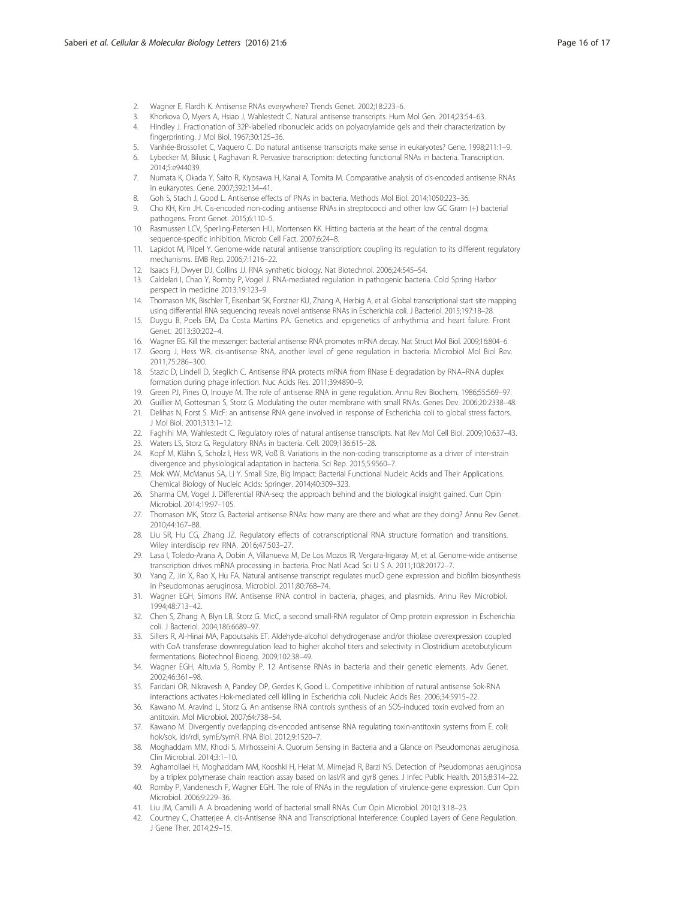2. Wagner E, Flardh K. Antisense RNAs everywhere? Trends Genet. 2002;18:223–6.
3. Khorkova O, Myers A, Hsiao J, Wahlestedt C. Natural antisense transcripts. Hum Mol Gen. 2014;23:54–63.
4. Hindley J. Fractionation of 32P-labelled ribonucleic acids on polyacrylamide gels and their characterization by fingerprinting. J Mol Biol. 1967;30:125–36.
5. Vanhée-Brossollet C, Vaquero C. Do natural antisense transcripts make sense in eukaryotes? Gene. 1998;211:1–9.
6. Lybecker M, Bilusic I, Raghavan R. Pervasive transcription: detecting functional RNAs in bacteria. Transcription. 2014;5:e944039.
7. Numata K, Okada Y, Saito R, Kiyosawa H, Kanai A, Tomita M. Comparative analysis of cis-encoded antisense RNAs in eukaryotes. Gene. 2007;392:134–41.
8. Goh S, Stach J, Good L. Antisense effects of PNAs in bacteria. Methods Mol Biol. 2014;1050:223–36.
9. Cho KH, Kim JH. Cis-encoded non-coding antisense RNAs in streptococci and other low GC Gram (+) bacterial pathogens. Front Genet. 2015;6:110–5.
10. Rasmussen LCV, Sperling-Petersen HU, Mortensen KK. Hitting bacteria at the heart of the central dogma: sequence-specific inhibition. Microb Cell Fact. 2007;6:24–8.
11. Lapidot M, Pilpel Y. Genome-wide natural antisense transcription: coupling its regulation to its different regulatory mechanisms. EMB Rep. 2006;7:1216–22.
12. Isaacs FJ, Dwyer DJ, Collins JJ. RNA synthetic biology. Nat Biotechnol. 2006;24:545–54.
13. Caldelari I, Chao Y, Romby P, Vogel J. RNA-mediated regulation in pathogenic bacteria. Cold Spring Harbor perspect in medicine 2013;19:123–9
14. Thomason MK, Bischler T, Eisenbart SK, Forstner KU, Zhang A, Herbig A, et al. Global transcriptional start site mapping using differential RNA sequencing reveals novel antisense RNAs in Escherichia coli. J Bacteriol. 2015;197:18–28.
15. Duygu B, Poels EM, Da Costa Martins PA. Genetics and epigenetics of arrhythmia and heart failure. Front Genet. 2013;30:202–4.
16. Wagner EG. Kill the messenger: bacterial antisense RNA promotes mRNA decay. Nat Struct Mol Biol. 2009;16:804–6.
17. Georg J, Hess WR. cis-antisense RNA, another level of gene regulation in bacteria. Microbiol Mol Biol Rev. 2011;75:286–300.
18. Stazic D, Lindell D, Steglich C. Antisense RNA protects mRNA from RNase E degradation by RNA–RNA duplex formation during phage infection. Nuc Acids Res. 2011;39:4890–9.
19. Green PJ, Pines O, Inouye M. The role of antisense RNA in gene regulation. Annu Rev Biochem. 1986;55:569–97.
20. Guillier M, Gottesman S, Storz G. Modulating the outer membrane with small RNAs. Genes Dev. 2006;20:2338–48.
21. Delihas N, Forst S. MicF: an antisense RNA gene involved in response of Escherichia coli to global stress factors. J Mol Biol. 2001;313:1–12.
22. Faghihi MA, Wahlestedt C. Regulatory roles of natural antisense transcripts. Nat Rev Mol Cell Biol. 2009;10:637–43.
23. Waters LS, Storz G. Regulatory RNAs in bacteria. Cell. 2009;136:615–28.
24. Kopf M, Klähn S, Scholz I, Hess WR, Voß B. Variations in the non-coding transcriptome as a driver of inter-strain divergence and physiological adaptation in bacteria. Sci Rep. 2015;5:9560–7.
25. Mok WW, McManus SA, Li Y. Small Size, Big Impact: Bacterial Functional Nucleic Acids and Their Applications. Chemical Biology of Nucleic Acids: Springer. 2014;40:309–323.
26. Sharma CM, Vogel J. Differential RNA-seq: the approach behind and the biological insight gained. Curr Opin Microbiol. 2014;19:97–105.
27. Thomason MK, Storz G. Bacterial antisense RNAs: how many are there and what are they doing? Annu Rev Genet. 2010;44:167–88.
28. Liu SR, Hu CG, Zhang JZ. Regulatory effects of cotranscriptional RNA structure formation and transitions. Wiley interdiscip rev RNA. 2016;47:503–27.
29. Lasa I, Toledo-Arana A, Dobin A, Villanueva M, De Los Mozos IR, Vergara-Irigaray M, et al. Genome-wide antisense transcription drives mRNA processing in bacteria. Proc Natl Acad Sci U S A. 2011;108:20172–7.
30. Yang Z, Jin X, Rao X, Hu FA. Natural antisense transcript regulates mucD gene expression and biofilm biosynthesis in Pseudomonas aeruginosa. Microbiol. 2011;80:768–74.
31. Wagner EGH, Simons RW. Antisense RNA control in bacteria, phages, and plasmids. Annu Rev Microbiol. 1994;48:713–42.
32. Chen S, Zhang A, Blyn LB, Storz G. MicC, a second small-RNA regulator of Omp protein expression in Escherichia coli. J Bacteriol. 2004;186:6689–97.
33. Sillers R, Al-Hinai MA, Papoutsakis ET. Aldehyde-alcohol dehydrogenase and/or thiolase overexpression coupled with CoA transferase downregulation lead to higher alcohol titers and selectivity in Clostridium acetobutylicum fermentations. Biotechnol Bioeng. 2009;102:38–49.
34. Wagner EGH, Altuvia S, Romby P. 12 Antisense RNAs in bacteria and their genetic elements. Adv Genet. 2002;46:361–98.
35. Faridani OR, Nikravesh A, Pandey DP, Gerdes K, Good L. Competitive inhibition of natural antisense Sok-RNA interactions activates Hok-mediated cell killing in Escherichia coli. Nucleic Acids Res. 2006;34:5915–22.
36. Kawano M, Aravind L, Storz G. An antisense RNA controls synthesis of an SOS-induced toxin evolved from an antitoxin. Mol Microbiol. 2007;64:738–54.
37. Kawano M. Divergently overlapping cis-encoded antisense RNA regulating toxin-antitoxin systems from E. coli: hok/sok, ldr/rdl, symE/symR. RNA Biol. 2012;9:1520–7.
38. Moghaddam MM, Khodi S, Mirhosseini A. Quorum Sensing in Bacteria and a Glance on Pseudomonas aeruginosa. Clin Microbial. 2014;3:1–10.
39. Aghamollaei H, Moghaddam MM, Kooshki H, Heiat M, Mirnejad R, Barzi NS. Detection of Pseudomonas aeruginosa by a triplex polymerase chain reaction assay based on lasI/R and gyrB genes. J Infec Public Health. 2015;8:314–22.
40. Romby P, Vandenesch F, Wagner EGH. The role of RNAs in the regulation of virulence-gene expression. Curr Opin Microbiol. 2006;9:229–36.
41. Liu JM, Camilli A. A broadening world of bacterial small RNAs. Curr Opin Microbiol. 2010;13:18–23.
42. Courtney C, Chatterjee A. cis-Antisense RNA and Transcriptional Interference: Coupled Layers of Gene Regulation. J Gene Ther. 2014;2:9–15.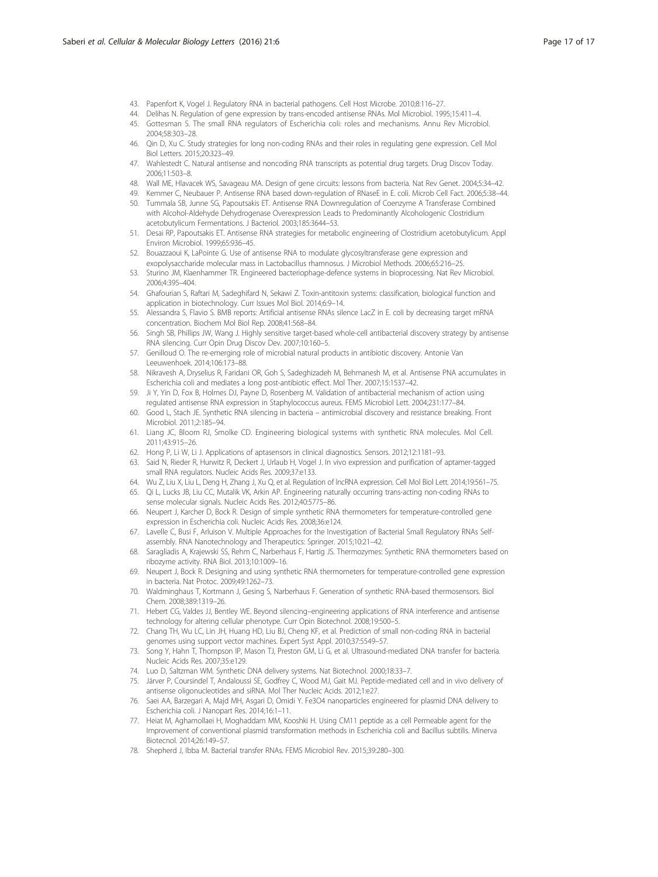43. Papenfort K, Vogel J. Regulatory RNA in bacterial pathogens. Cell Host Microbe. 2010;8:116–27.
44. Delihas N. Regulation of gene expression by trans-encoded antisense RNAs. Mol Microbiol. 1995;15:411–4.
45. Gottesman S. The small RNA regulators of Escherichia coli: roles and mechanisms. Annu Rev Microbiol. 2004;58:303–28.
46. Qin D, Xu C. Study strategies for long non-coding RNAs and their roles in regulating gene expression. Cell Mol Biol Letters. 2015;20:323–49.
47. Wahlestedt C. Natural antisense and noncoding RNA transcripts as potential drug targets. Drug Discov Today. 2006;11:503–8.
48. Wall ME, Hlavacek WS, Savageau MA. Design of gene circuits: lessons from bacteria. Nat Rev Genet. 2004;5:34–42.
49. Kemmer C, Neubauer P. Antisense RNA based down-regulation of RNaseE in E. coli. Microb Cell Fact. 2006;5:38–44.
50. Tummala SB, Junne SG, Papoutsakis ET. Antisense RNA Downregulation of Coenzyme A Transferase Combined with Alcohol-Aldehyde Dehydrogenase Overexpression Leads to Predominantly Alcohologenic Clostridium acetobutylicum Fermentations. J Bacteriol. 2003;185:3644–53.
51. Desai RP, Papoutsakis ET. Antisense RNA strategies for metabolic engineering of Clostridium acetobutylicum. Appl Environ Microbiol. 1999;65:936–45.
52. Bouazzaoui K, LaPointe G. Use of antisense RNA to modulate glycosyltransferase gene expression and exopolysaccharide molecular mass in Lactobacillus rhamnosus. J Microbiol Methods. 2006;65:216–25.
53. Sturino JM, Klaenhammer TR. Engineered bacteriophage-defence systems in bioprocessing. Nat Rev Microbiol. 2006;4:395–404.
54. Ghafourian S, Raftari M, Sadeghifard N, Sekawi Z. Toxin-antitoxin systems: classification, biological function and application in biotechnology. Curr Issues Mol Biol. 2014;6:9–14.
55. Alessandra S, Flavio S. BMB reports: Artificial antisense RNAs silence LacZ in E. coli by decreasing target mRNA concentration. Biochem Mol Biol Rep. 2008;41:568–84.
56. Singh SB, Phillips JW, Wang J. Highly sensitive target-based whole-cell antibacterial discovery strategy by antisense RNA silencing. Curr Opin Drug Discov Dev. 2007;10:160–5.
57. Genilloud O. The re-emerging role of microbial natural products in antibiotic discovery. Antonie Van Leeuwenhoek. 2014;106:173–88.
58. Nikravesh A, Dryselius R, Faridani OR, Goh S, Sadeghizadeh M, Behmanesh M, et al. Antisense PNA accumulates in Escherichia coli and mediates a long post-antibiotic effect. Mol Ther. 2007;15:1537–42.
59. Ji Y, Yin D, Fox B, Holmes DJ, Payne D, Rosenberg M. Validation of antibacterial mechanism of action using regulated antisense RNA expression in Staphylococcus aureus. FEMS Microbiol Lett. 2004;231:177–84.
60. Good L, Stach JE. Synthetic RNA silencing in bacteria – antimicrobial discovery and resistance breaking. Front Microbiol. 2011;2:185–94.
61. Liang JC, Bloom RJ, Smolke CD. Engineering biological systems with synthetic RNA molecules. Mol Cell. 2011;43:915–26.
62. Hong P, Li W, Li J. Applications of aptasensors in clinical diagnostics. Sensors. 2012;12:1181–93.
63. Said N, Rieder R, Hurwitz R, Deckert J, Urlaub H, Vogel J. In vivo expression and purification of aptamer-tagged small RNA regulators. Nucleic Acids Res. 2009;37:e133.
64. Wu Z, Liu X, Liu L, Deng H, Zhang J, Xu Q, et al. Regulation of lncRNA expression. Cell Mol Biol Lett. 2014;19:561–75.
65. Qi L, Lucks JB, Liu CC, Mutalik VK, Arkin AP. Engineering naturally occurring trans-acting non-coding RNAs to sense molecular signals. Nucleic Acids Res. 2012;40:5775–86.
66. Neupert J, Karcher D, Bock R. Design of simple synthetic RNA thermometers for temperature-controlled gene expression in Escherichia coli. Nucleic Acids Res. 2008;36:e124.
67. Lavelle C, Busi F, Arluison V. Multiple Approaches for the Investigation of Bacterial Small Regulatory RNAs Self-assembly. RNA Nanotechnology and Therapeutics: Springer. 2015;10:21–42.
68. Saragliadis A, Krajewski SS, Rehm C, Narberhaus F, Hartig JS. Thermozymes: Synthetic RNA thermometers based on ribozyme activity. RNA Biol. 2013;10:1009–16.
69. Neupert J, Bock R. Designing and using synthetic RNA thermometers for temperature-controlled gene expression in bacteria. Nat Protoc. 2009;49:1262–73.
70. Waldminghaus T, Kortmann J, Gesing S, Narberhaus F. Generation of synthetic RNA-based thermosensors. Biol Chem. 2008;389:1319–26.
71. Hebert CG, Valdes JJ, Bentley WE. Beyond silencing–engineering applications of RNA interference and antisense technology for altering cellular phenotype. Curr Opin Biotechnol. 2008;19:500–5.
72. Chang TH, Wu LC, Lin JH, Huang HD, Liu BJ, Cheng KF, et al. Prediction of small non-coding RNA in bacterial genomes using support vector machines. Expert Syst Appl. 2010;37:5549–57.
73. Song Y, Hahn T, Thompson IP, Mason TJ, Preston GM, Li G, et al. Ultrasound-mediated DNA transfer for bacteria. Nucleic Acids Res. 2007;35:e129.
74. Luo D, Saltzman WM. Synthetic DNA delivery systems. Nat Biotechnol. 2000;18:33–7.
75. Järver P, Coursindel T, Andaloussi SE, Godfrey C, Wood MJ, Gait MJ. Peptide-mediated cell and in vivo delivery of antisense oligonucleotides and siRNA. Mol Ther Nucleic Acids. 2012;1:e27.
76. Saei AA, Barzegari A, Majd MH, Asgari D, Omidi Y. Fe3O4 nanoparticles engineered for plasmid DNA delivery to Escherichia coli. J Nanopart Res. 2014;16:1–11.
77. Heiat M, Aghamollaei H, Moghaddam MM, Kooshki H. Using CM11 peptide as a cell Permeable agent for the Improvement of conventional plasmid transformation methods in Escherichia coli and Bacillus subtilis. Minerva Biotecnol. 2014;26:149–57.
78. Shepherd J, Ibba M. Bacterial transfer RNAs. FEMS Microbiol Rev. 2015;39:280–300.